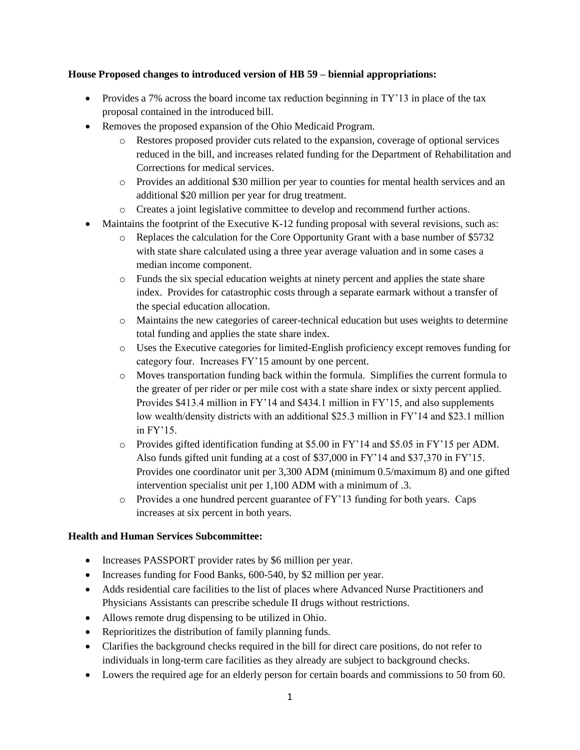**House Proposed changes to introduced version of HB 59 – biennial appropriations:**

- Provides a 7% across the board income tax reduction beginning in TY'13 in place of the tax proposal contained in the introduced bill.
- Removes the proposed expansion of the Ohio Medicaid Program.
    - Restores proposed provider cuts related to the expansion, coverage of optional services reduced in the bill, and increases related funding for the Department of Rehabilitation and Corrections for medical services.
    - Provides an additional $30 million per year to counties for mental health services and an additional $20 million per year for drug treatment.
    - Creates a joint legislative committee to develop and recommend further actions.
- Maintains the footprint of the Executive K-12 funding proposal with several revisions, such as:
    - Replaces the calculation for the Core Opportunity Grant with a base number of $5732 with state share calculated using a three year average valuation and in some cases a median income component.
    - Funds the six special education weights at ninety percent and applies the state share index. Provides for catastrophic costs through a separate earmark without a transfer of the special education allocation.
    - Maintains the new categories of career-technical education but uses weights to determine total funding and applies the state share index.
    - Uses the Executive categories for limited-English proficiency except removes funding for category four. Increases FY'15 amount by one percent.
    - Moves transportation funding back within the formula. Simplifies the current formula to the greater of per rider or per mile cost with a state share index or sixty percent applied. Provides $413.4 million in FY'14 and $434.1 million in FY'15, and also supplements low wealth/density districts with an additional $25.3 million in FY'14 and $23.1 million in FY'15.
    - Provides gifted identification funding at $5.00 in FY'14 and $5.05 in FY'15 per ADM. Also funds gifted unit funding at a cost of $37,000 in FY'14 and $37,370 in FY'15. Provides one coordinator unit per 3,300 ADM (minimum 0.5/maximum 8) and one gifted intervention specialist unit per 1,100 ADM with a minimum of .3.
    - Provides a one hundred percent guarantee of FY'13 funding for both years. Caps increases at six percent in both years.

**Health and Human Services Subcommittee:**

- Increases PASSPORT provider rates by $6 million per year.
- Increases funding for Food Banks, 600-540, by $2 million per year.
- Adds residential care facilities to the list of places where Advanced Nurse Practitioners and Physicians Assistants can prescribe schedule II drugs without restrictions.
- Allows remote drug dispensing to be utilized in Ohio.
- Reprioritizes the distribution of family planning funds.
- Clarifies the background checks required in the bill for direct care positions, do not refer to individuals in long-term care facilities as they already are subject to background checks.
- Lowers the required age for an elderly person for certain boards and commissions to 50 from 60.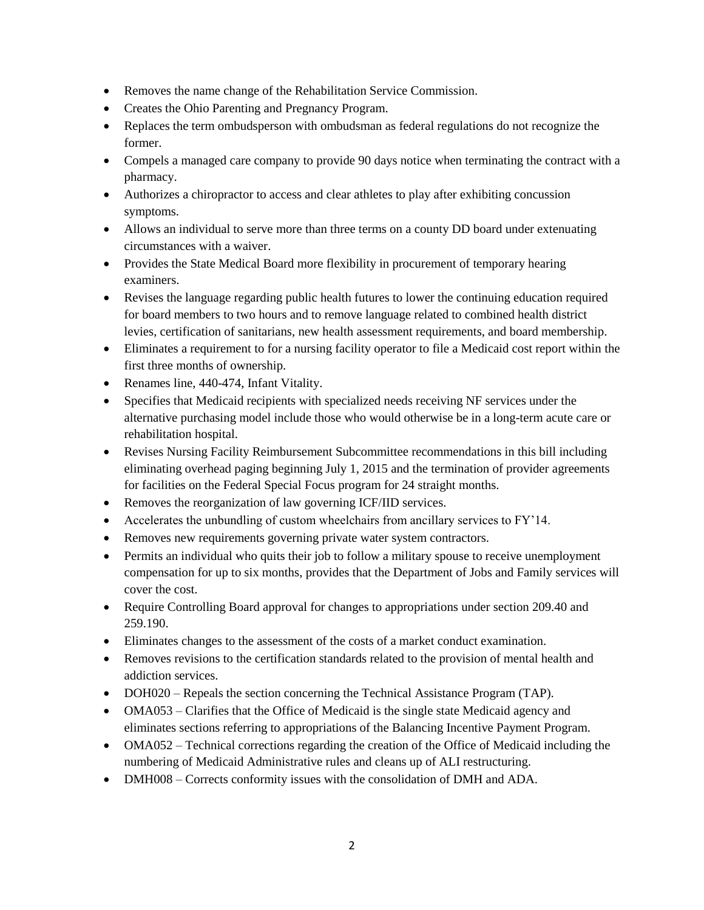- Removes the name change of the Rehabilitation Service Commission.
- Creates the Ohio Parenting and Pregnancy Program.
- Replaces the term ombudsperson with ombudsman as federal regulations do not recognize the former.
- Compels a managed care company to provide 90 days notice when terminating the contract with a pharmacy.
- Authorizes a chiropractor to access and clear athletes to play after exhibiting concussion symptoms.
- Allows an individual to serve more than three terms on a county DD board under extenuating circumstances with a waiver.
- Provides the State Medical Board more flexibility in procurement of temporary hearing examiners.
- Revises the language regarding public health futures to lower the continuing education required for board members to two hours and to remove language related to combined health district levies, certification of sanitarians, new health assessment requirements, and board membership.
- Eliminates a requirement to for a nursing facility operator to file a Medicaid cost report within the first three months of ownership.
- Renames line, 440-474, Infant Vitality.
- Specifies that Medicaid recipients with specialized needs receiving NF services under the alternative purchasing model include those who would otherwise be in a long-term acute care or rehabilitation hospital.
- Revises Nursing Facility Reimbursement Subcommittee recommendations in this bill including eliminating overhead paging beginning July 1, 2015 and the termination of provider agreements for facilities on the Federal Special Focus program for 24 straight months.
- Removes the reorganization of law governing ICF/IID services.
- Accelerates the unbundling of custom wheelchairs from ancillary services to FY'14.
- Removes new requirements governing private water system contractors.
- Permits an individual who quits their job to follow a military spouse to receive unemployment compensation for up to six months, provides that the Department of Jobs and Family services will cover the cost.
- Require Controlling Board approval for changes to appropriations under section 209.40 and 259.190.
- Eliminates changes to the assessment of the costs of a market conduct examination.
- Removes revisions to the certification standards related to the provision of mental health and addiction services.
- DOH020 – Repeals the section concerning the Technical Assistance Program (TAP).
- OMA053 – Clarifies that the Office of Medicaid is the single state Medicaid agency and eliminates sections referring to appropriations of the Balancing Incentive Payment Program.
- OMA052 – Technical corrections regarding the creation of the Office of Medicaid including the numbering of Medicaid Administrative rules and cleans up of ALI restructuring.
- DMH008 – Corrects conformity issues with the consolidation of DMH and ADA.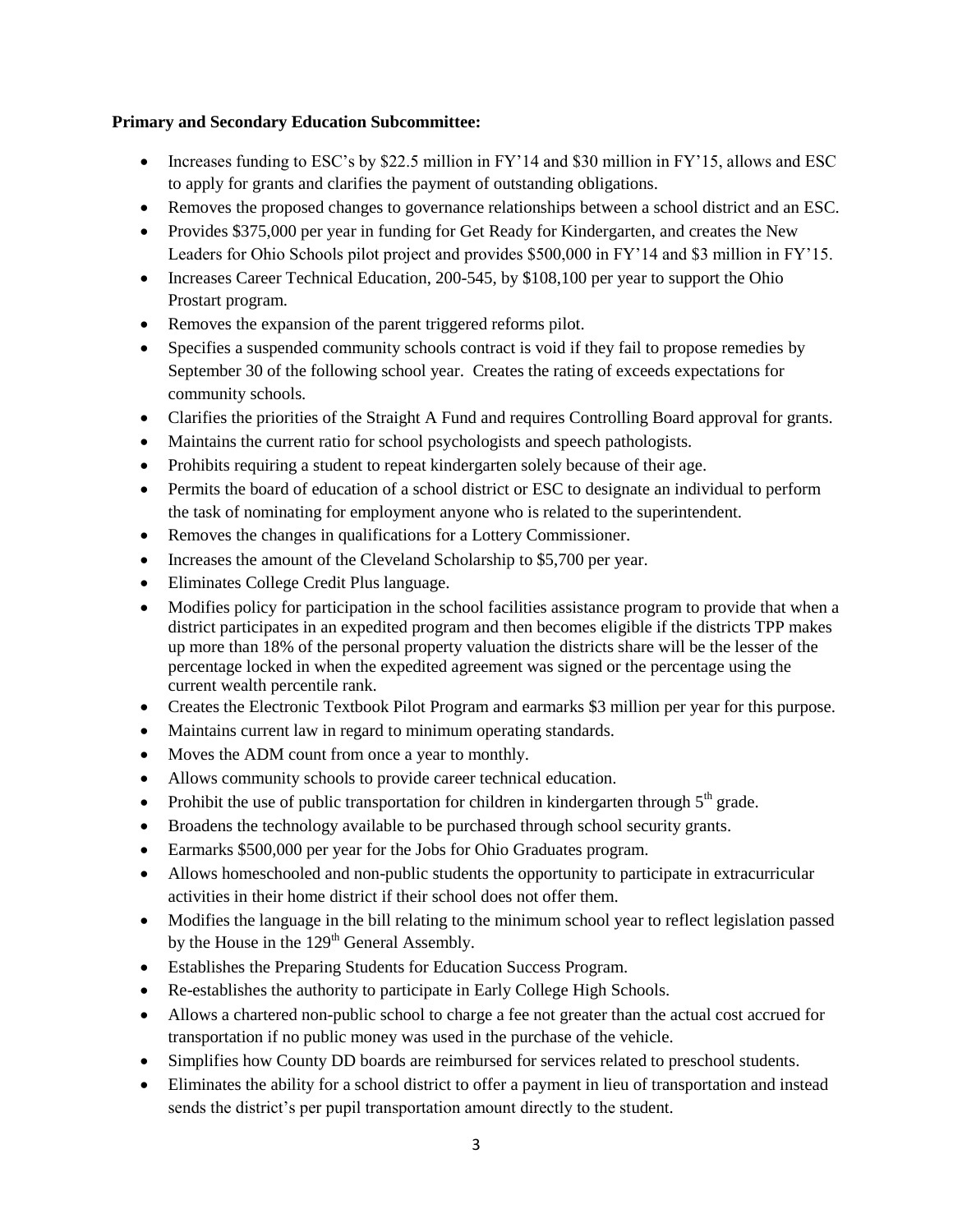**Primary and Secondary Education Subcommittee:**

- Increases funding to ESC's by $22.5 million in FY'14 and $30 million in FY'15, allows and ESC to apply for grants and clarifies the payment of outstanding obligations.
- Removes the proposed changes to governance relationships between a school district and an ESC.
- Provides $375,000 per year in funding for Get Ready for Kindergarten, and creates the New Leaders for Ohio Schools pilot project and provides $500,000 in FY'14 and $3 million in FY'15.
- Increases Career Technical Education, 200-545, by $108,100 per year to support the Ohio Prostart program.
- Removes the expansion of the parent triggered reforms pilot.
- Specifies a suspended community schools contract is void if they fail to propose remedies by September 30 of the following school year. Creates the rating of exceeds expectations for community schools.
- Clarifies the priorities of the Straight A Fund and requires Controlling Board approval for grants.
- Maintains the current ratio for school psychologists and speech pathologists.
- Prohibits requiring a student to repeat kindergarten solely because of their age.
- Permits the board of education of a school district or ESC to designate an individual to perform the task of nominating for employment anyone who is related to the superintendent.
- Removes the changes in qualifications for a Lottery Commissioner.
- Increases the amount of the Cleveland Scholarship to $5,700 per year.
- Eliminates College Credit Plus language.
- Modifies policy for participation in the school facilities assistance program to provide that when a district participates in an expedited program and then becomes eligible if the districts TPP makes up more than 18% of the personal property valuation the districts share will be the lesser of the percentage locked in when the expedited agreement was signed or the percentage using the current wealth percentile rank.
- Creates the Electronic Textbook Pilot Program and earmarks $3 million per year for this purpose.
- Maintains current law in regard to minimum operating standards.
- Moves the ADM count from once a year to monthly.
- Allows community schools to provide career technical education.
- Prohibit the use of public transportation for children in kindergarten through 5th grade.
- Broadens the technology available to be purchased through school security grants.
- Earmarks $500,000 per year for the Jobs for Ohio Graduates program.
- Allows homeschooled and non-public students the opportunity to participate in extracurricular activities in their home district if their school does not offer them.
- Modifies the language in the bill relating to the minimum school year to reflect legislation passed by the House in the 129th General Assembly.
- Establishes the Preparing Students for Education Success Program.
- Re-establishes the authority to participate in Early College High Schools.
- Allows a chartered non-public school to charge a fee not greater than the actual cost accrued for transportation if no public money was used in the purchase of the vehicle.
- Simplifies how County DD boards are reimbursed for services related to preschool students.
- Eliminates the ability for a school district to offer a payment in lieu of transportation and instead sends the district's per pupil transportation amount directly to the student.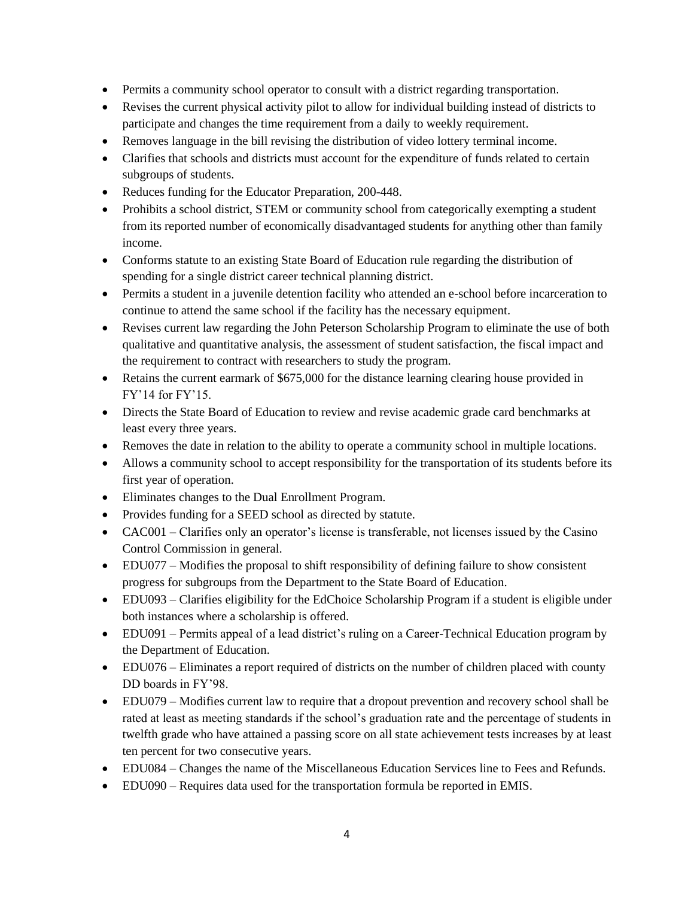- Permits a community school operator to consult with a district regarding transportation.
- Revises the current physical activity pilot to allow for individual building instead of districts to participate and changes the time requirement from a daily to weekly requirement.
- Removes language in the bill revising the distribution of video lottery terminal income.
- Clarifies that schools and districts must account for the expenditure of funds related to certain subgroups of students.
- Reduces funding for the Educator Preparation, 200-448.
- Prohibits a school district, STEM or community school from categorically exempting a student from its reported number of economically disadvantaged students for anything other than family income.
- Conforms statute to an existing State Board of Education rule regarding the distribution of spending for a single district career technical planning district.
- Permits a student in a juvenile detention facility who attended an e-school before incarceration to continue to attend the same school if the facility has the necessary equipment.
- Revises current law regarding the John Peterson Scholarship Program to eliminate the use of both qualitative and quantitative analysis, the assessment of student satisfaction, the fiscal impact and the requirement to contract with researchers to study the program.
- Retains the current earmark of $675,000 for the distance learning clearing house provided in FY'14 for FY'15.
- Directs the State Board of Education to review and revise academic grade card benchmarks at least every three years.
- Removes the date in relation to the ability to operate a community school in multiple locations.
- Allows a community school to accept responsibility for the transportation of its students before its first year of operation.
- Eliminates changes to the Dual Enrollment Program.
- Provides funding for a SEED school as directed by statute.
- CAC001 – Clarifies only an operator's license is transferable, not licenses issued by the Casino Control Commission in general.
- EDU077 – Modifies the proposal to shift responsibility of defining failure to show consistent progress for subgroups from the Department to the State Board of Education.
- EDU093 – Clarifies eligibility for the EdChoice Scholarship Program if a student is eligible under both instances where a scholarship is offered.
- EDU091 – Permits appeal of a lead district's ruling on a Career-Technical Education program by the Department of Education.
- EDU076 – Eliminates a report required of districts on the number of children placed with county DD boards in FY'98.
- EDU079 – Modifies current law to require that a dropout prevention and recovery school shall be rated at least as meeting standards if the school's graduation rate and the percentage of students in twelfth grade who have attained a passing score on all state achievement tests increases by at least ten percent for two consecutive years.
- EDU084 – Changes the name of the Miscellaneous Education Services line to Fees and Refunds.
- EDU090 – Requires data used for the transportation formula be reported in EMIS.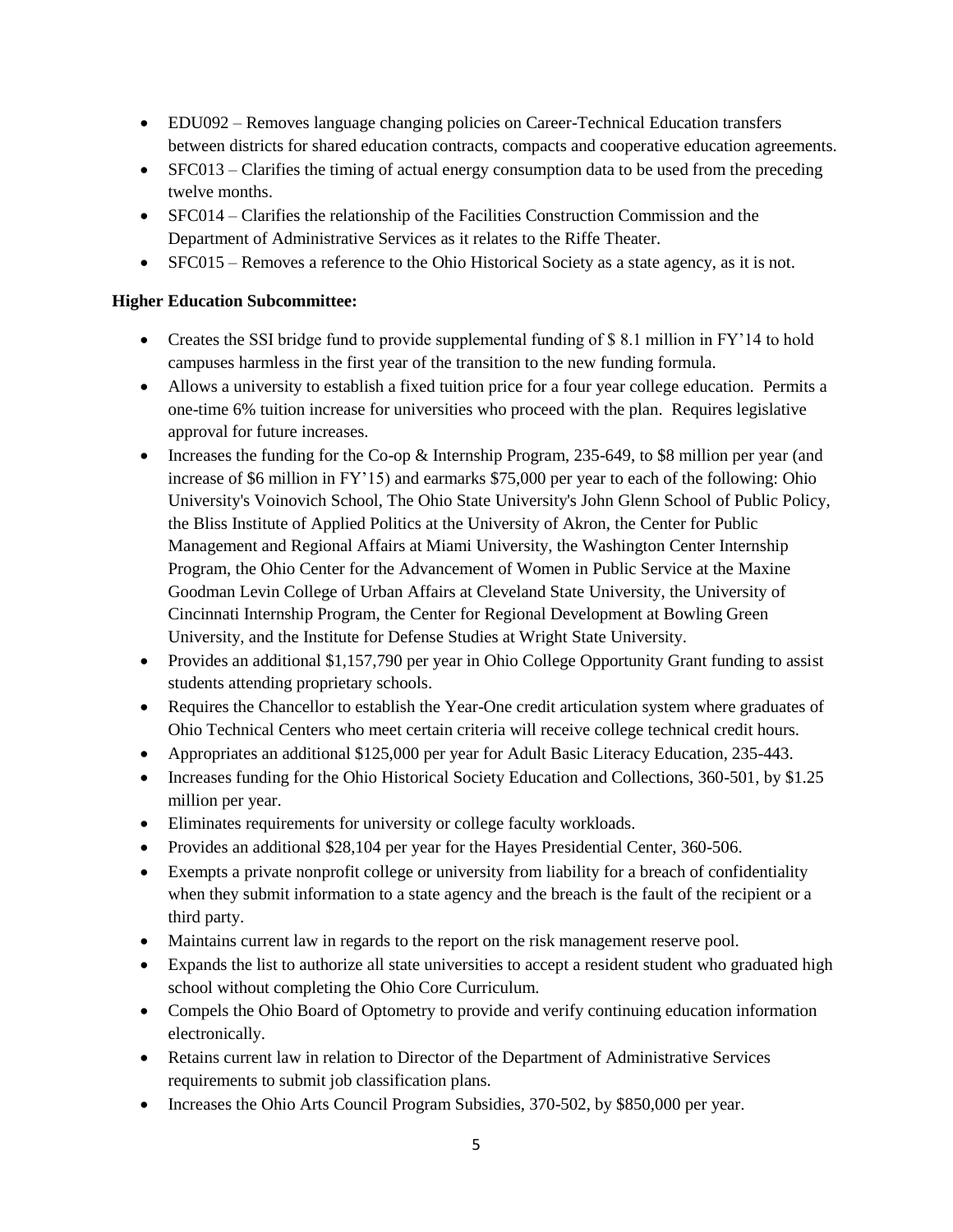- EDU092 – Removes language changing policies on Career-Technical Education transfers between districts for shared education contracts, compacts and cooperative education agreements.
- SFC013 – Clarifies the timing of actual energy consumption data to be used from the preceding twelve months.
- SFC014 – Clarifies the relationship of the Facilities Construction Commission and the Department of Administrative Services as it relates to the Riffe Theater.
- SFC015 – Removes a reference to the Ohio Historical Society as a state agency, as it is not.

**Higher Education Subcommittee:**

- Creates the SSI bridge fund to provide supplemental funding of $ 8.1 million in FY'14 to hold campuses harmless in the first year of the transition to the new funding formula.
- Allows a university to establish a fixed tuition price for a four year college education. Permits a one-time 6% tuition increase for universities who proceed with the plan. Requires legislative approval for future increases.
- Increases the funding for the Co-op & Internship Program, 235-649, to $8 million per year (and increase of $6 million in FY'15) and earmarks $75,000 per year to each of the following: Ohio University's Voinovich School, The Ohio State University's John Glenn School of Public Policy, the Bliss Institute of Applied Politics at the University of Akron, the Center for Public Management and Regional Affairs at Miami University, the Washington Center Internship Program, the Ohio Center for the Advancement of Women in Public Service at the Maxine Goodman Levin College of Urban Affairs at Cleveland State University, the University of Cincinnati Internship Program, the Center for Regional Development at Bowling Green University, and the Institute for Defense Studies at Wright State University.
- Provides an additional $1,157,790 per year in Ohio College Opportunity Grant funding to assist students attending proprietary schools.
- Requires the Chancellor to establish the Year-One credit articulation system where graduates of Ohio Technical Centers who meet certain criteria will receive college technical credit hours.
- Appropriates an additional $125,000 per year for Adult Basic Literacy Education, 235-443.
- Increases funding for the Ohio Historical Society Education and Collections, 360-501, by $1.25 million per year.
- Eliminates requirements for university or college faculty workloads.
- Provides an additional $28,104 per year for the Hayes Presidential Center, 360-506.
- Exempts a private nonprofit college or university from liability for a breach of confidentiality when they submit information to a state agency and the breach is the fault of the recipient or a third party.
- Maintains current law in regards to the report on the risk management reserve pool.
- Expands the list to authorize all state universities to accept a resident student who graduated high school without completing the Ohio Core Curriculum.
- Compels the Ohio Board of Optometry to provide and verify continuing education information electronically.
- Retains current law in relation to Director of the Department of Administrative Services requirements to submit job classification plans.
- Increases the Ohio Arts Council Program Subsidies, 370-502, by $850,000 per year.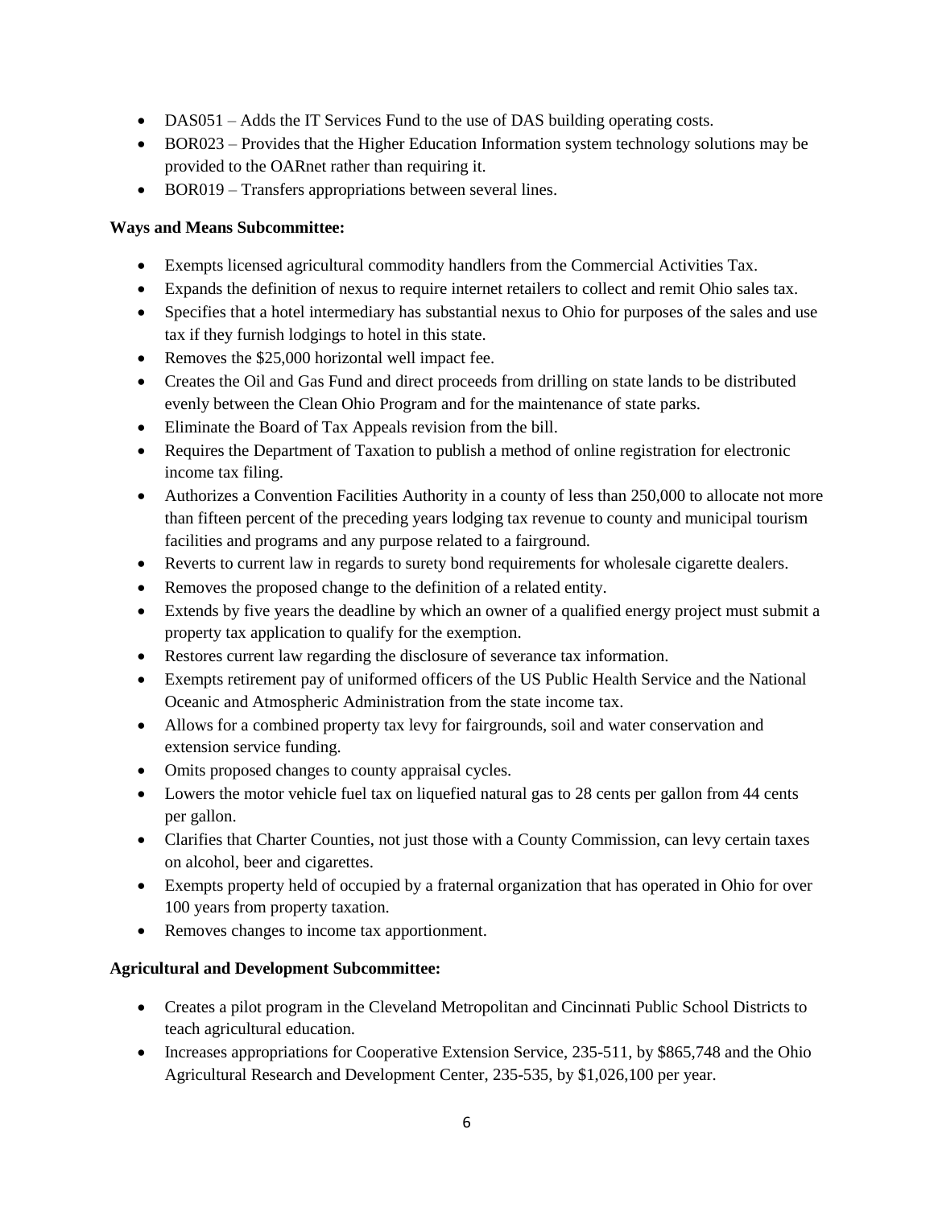- DAS051 – Adds the IT Services Fund to the use of DAS building operating costs.
- BOR023 – Provides that the Higher Education Information system technology solutions may be provided to the OARnet rather than requiring it.
- BOR019 – Transfers appropriations between several lines.

**Ways and Means Subcommittee:**

- Exempts licensed agricultural commodity handlers from the Commercial Activities Tax.
- Expands the definition of nexus to require internet retailers to collect and remit Ohio sales tax.
- Specifies that a hotel intermediary has substantial nexus to Ohio for purposes of the sales and use tax if they furnish lodgings to hotel in this state.
- Removes the $25,000 horizontal well impact fee.
- Creates the Oil and Gas Fund and direct proceeds from drilling on state lands to be distributed evenly between the Clean Ohio Program and for the maintenance of state parks.
- Eliminate the Board of Tax Appeals revision from the bill.
- Requires the Department of Taxation to publish a method of online registration for electronic income tax filing.
- Authorizes a Convention Facilities Authority in a county of less than 250,000 to allocate not more than fifteen percent of the preceding years lodging tax revenue to county and municipal tourism facilities and programs and any purpose related to a fairground.
- Reverts to current law in regards to surety bond requirements for wholesale cigarette dealers.
- Removes the proposed change to the definition of a related entity.
- Extends by five years the deadline by which an owner of a qualified energy project must submit a property tax application to qualify for the exemption.
- Restores current law regarding the disclosure of severance tax information.
- Exempts retirement pay of uniformed officers of the US Public Health Service and the National Oceanic and Atmospheric Administration from the state income tax.
- Allows for a combined property tax levy for fairgrounds, soil and water conservation and extension service funding.
- Omits proposed changes to county appraisal cycles.
- Lowers the motor vehicle fuel tax on liquefied natural gas to 28 cents per gallon from 44 cents per gallon.
- Clarifies that Charter Counties, not just those with a County Commission, can levy certain taxes on alcohol, beer and cigarettes.
- Exempts property held of occupied by a fraternal organization that has operated in Ohio for over 100 years from property taxation.
- Removes changes to income tax apportionment.

**Agricultural and Development Subcommittee:**

- Creates a pilot program in the Cleveland Metropolitan and Cincinnati Public School Districts to teach agricultural education.
- Increases appropriations for Cooperative Extension Service, 235-511, by $865,748 and the Ohio Agricultural Research and Development Center, 235-535, by $1,026,100 per year.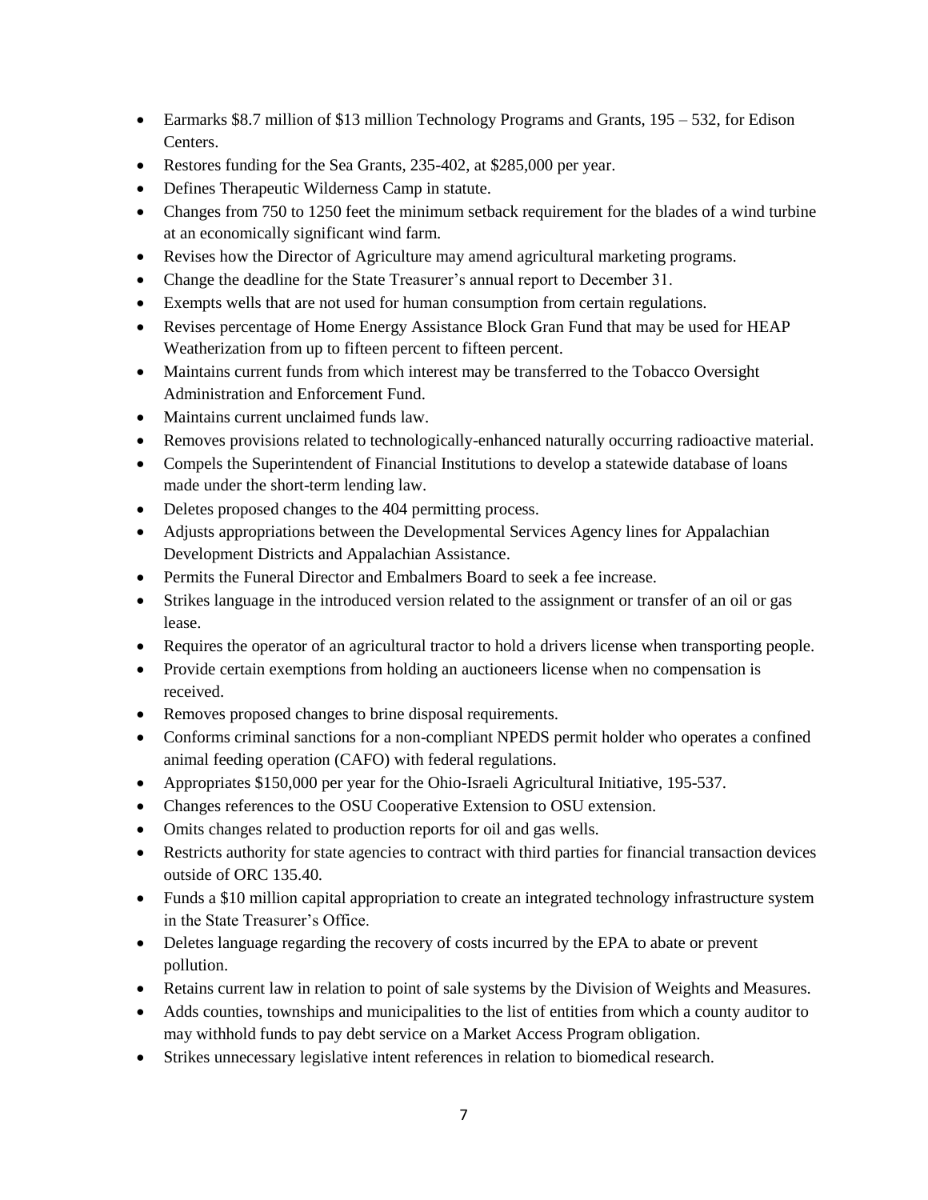- Earmarks $8.7 million of $13 million Technology Programs and Grants, 195 – 532, for Edison Centers.
- Restores funding for the Sea Grants, 235-402, at $285,000 per year.
- Defines Therapeutic Wilderness Camp in statute.
- Changes from 750 to 1250 feet the minimum setback requirement for the blades of a wind turbine at an economically significant wind farm.
- Revises how the Director of Agriculture may amend agricultural marketing programs.
- Change the deadline for the State Treasurer's annual report to December 31.
- Exempts wells that are not used for human consumption from certain regulations.
- Revises percentage of Home Energy Assistance Block Gran Fund that may be used for HEAP Weatherization from up to fifteen percent to fifteen percent.
- Maintains current funds from which interest may be transferred to the Tobacco Oversight Administration and Enforcement Fund.
- Maintains current unclaimed funds law.
- Removes provisions related to technologically-enhanced naturally occurring radioactive material.
- Compels the Superintendent of Financial Institutions to develop a statewide database of loans made under the short-term lending law.
- Deletes proposed changes to the 404 permitting process.
- Adjusts appropriations between the Developmental Services Agency lines for Appalachian Development Districts and Appalachian Assistance.
- Permits the Funeral Director and Embalmers Board to seek a fee increase.
- Strikes language in the introduced version related to the assignment or transfer of an oil or gas lease.
- Requires the operator of an agricultural tractor to hold a drivers license when transporting people.
- Provide certain exemptions from holding an auctioneers license when no compensation is received.
- Removes proposed changes to brine disposal requirements.
- Conforms criminal sanctions for a non-compliant NPEDS permit holder who operates a confined animal feeding operation (CAFO) with federal regulations.
- Appropriates $150,000 per year for the Ohio-Israeli Agricultural Initiative, 195-537.
- Changes references to the OSU Cooperative Extension to OSU extension.
- Omits changes related to production reports for oil and gas wells.
- Restricts authority for state agencies to contract with third parties for financial transaction devices outside of ORC 135.40.
- Funds a $10 million capital appropriation to create an integrated technology infrastructure system in the State Treasurer's Office.
- Deletes language regarding the recovery of costs incurred by the EPA to abate or prevent pollution.
- Retains current law in relation to point of sale systems by the Division of Weights and Measures.
- Adds counties, townships and municipalities to the list of entities from which a county auditor to may withhold funds to pay debt service on a Market Access Program obligation.
- Strikes unnecessary legislative intent references in relation to biomedical research.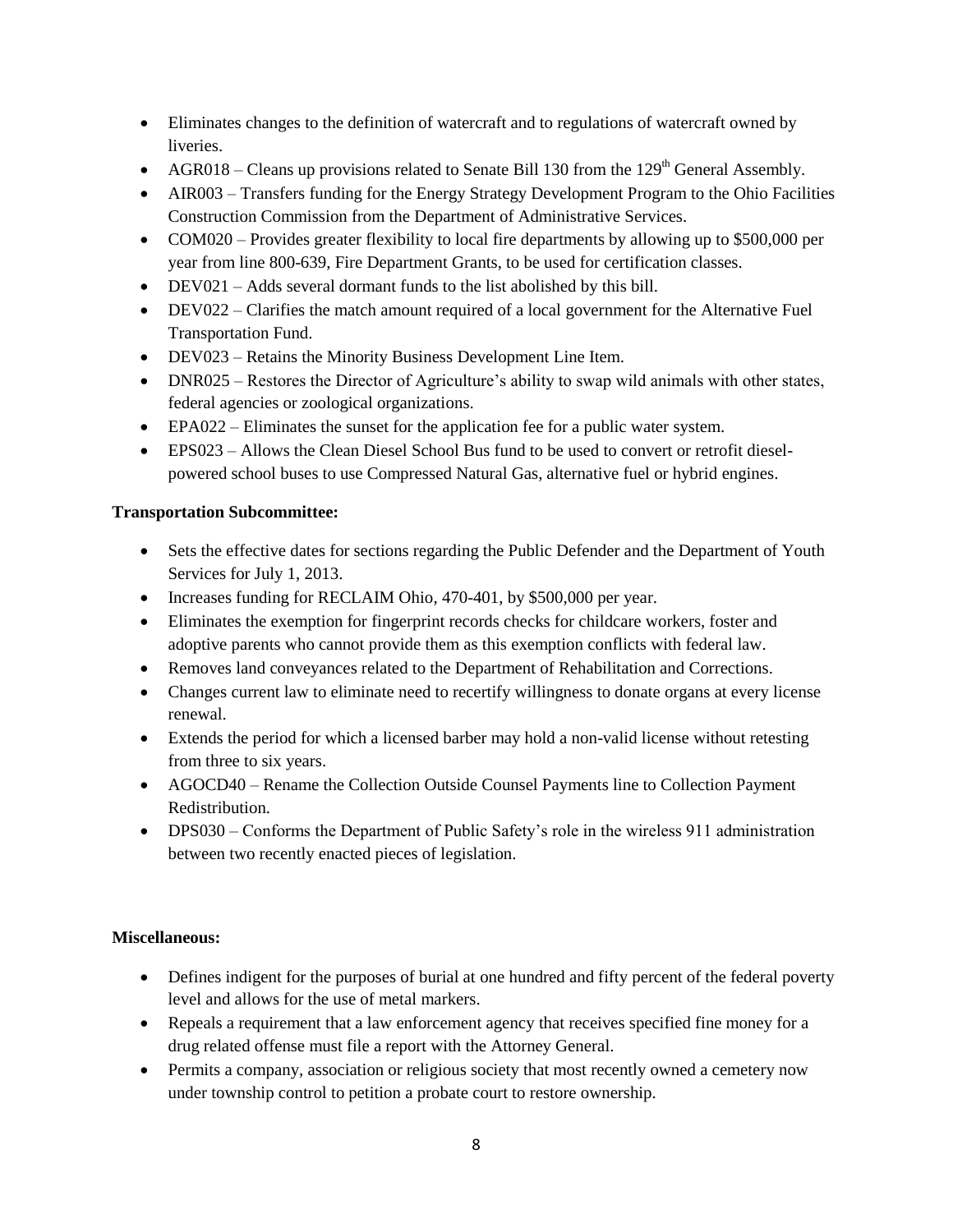- Eliminates changes to the definition of watercraft and to regulations of watercraft owned by liveries.
- AGR018 – Cleans up provisions related to Senate Bill 130 from the 129th General Assembly.
- AIR003 – Transfers funding for the Energy Strategy Development Program to the Ohio Facilities Construction Commission from the Department of Administrative Services.
- COM020 – Provides greater flexibility to local fire departments by allowing up to $500,000 per year from line 800-639, Fire Department Grants, to be used for certification classes.
- DEV021 – Adds several dormant funds to the list abolished by this bill.
- DEV022 – Clarifies the match amount required of a local government for the Alternative Fuel Transportation Fund.
- DEV023 – Retains the Minority Business Development Line Item.
- DNR025 – Restores the Director of Agriculture's ability to swap wild animals with other states, federal agencies or zoological organizations.
- EPA022 – Eliminates the sunset for the application fee for a public water system.
- EPS023 – Allows the Clean Diesel School Bus fund to be used to convert or retrofit diesel-powered school buses to use Compressed Natural Gas, alternative fuel or hybrid engines.

**Transportation Subcommittee:**

- Sets the effective dates for sections regarding the Public Defender and the Department of Youth Services for July 1, 2013.
- Increases funding for RECLAIM Ohio, 470-401, by $500,000 per year.
- Eliminates the exemption for fingerprint records checks for childcare workers, foster and adoptive parents who cannot provide them as this exemption conflicts with federal law.
- Removes land conveyances related to the Department of Rehabilitation and Corrections.
- Changes current law to eliminate need to recertify willingness to donate organs at every license renewal.
- Extends the period for which a licensed barber may hold a non-valid license without retesting from three to six years.
- AGOCD40 – Rename the Collection Outside Counsel Payments line to Collection Payment Redistribution.
- DPS030 – Conforms the Department of Public Safety's role in the wireless 911 administration between two recently enacted pieces of legislation.

**Miscellaneous:**

- Defines indigent for the purposes of burial at one hundred and fifty percent of the federal poverty level and allows for the use of metal markers.
- Repeals a requirement that a law enforcement agency that receives specified fine money for a drug related offense must file a report with the Attorney General.
- Permits a company, association or religious society that most recently owned a cemetery now under township control to petition a probate court to restore ownership.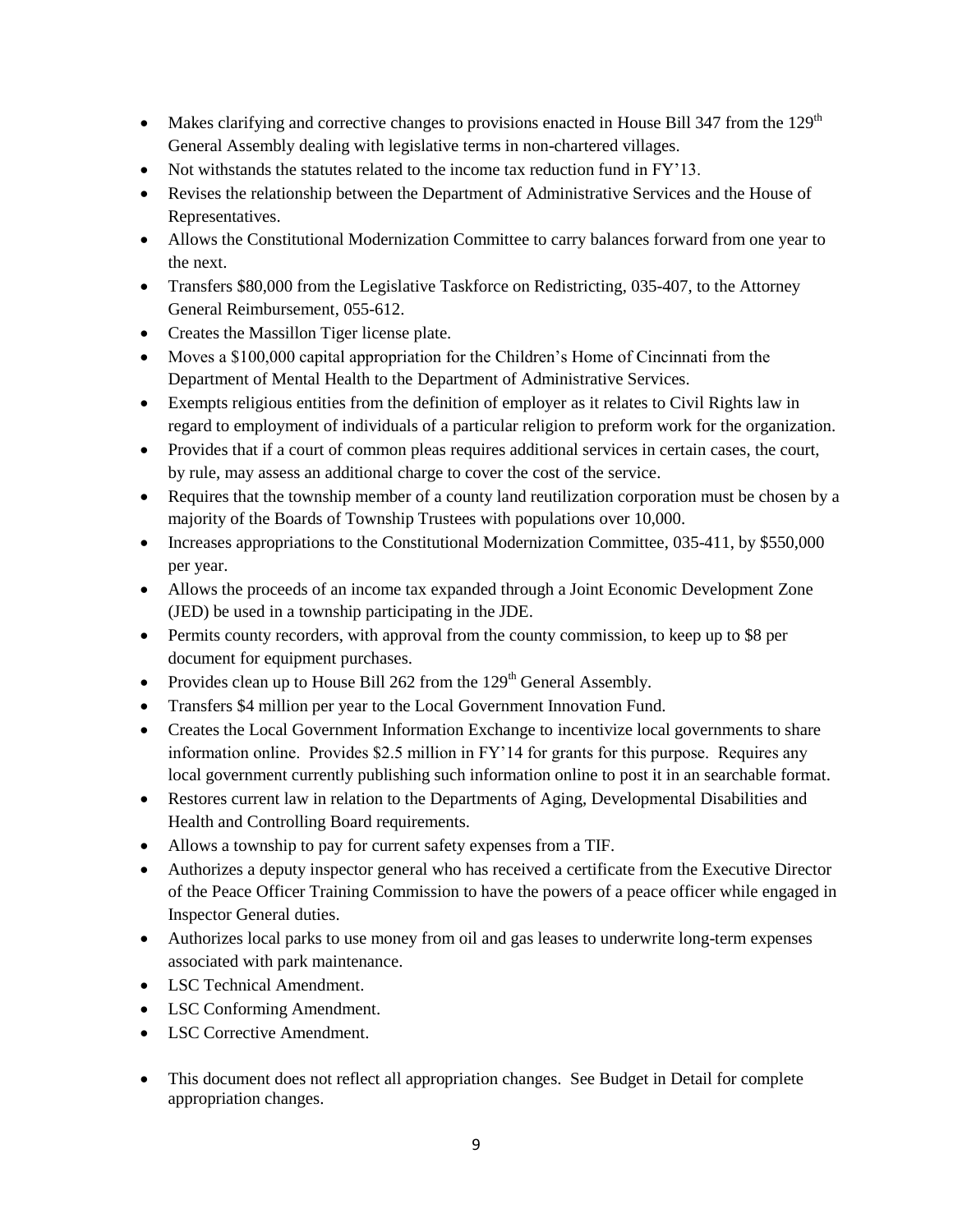- Makes clarifying and corrective changes to provisions enacted in House Bill 347 from the 129th General Assembly dealing with legislative terms in non-chartered villages.
- Not withstands the statutes related to the income tax reduction fund in FY'13.
- Revises the relationship between the Department of Administrative Services and the House of Representatives.
- Allows the Constitutional Modernization Committee to carry balances forward from one year to the next.
- Transfers $80,000 from the Legislative Taskforce on Redistricting, 035-407, to the Attorney General Reimbursement, 055-612.
- Creates the Massillon Tiger license plate.
- Moves a $100,000 capital appropriation for the Children's Home of Cincinnati from the Department of Mental Health to the Department of Administrative Services.
- Exempts religious entities from the definition of employer as it relates to Civil Rights law in regard to employment of individuals of a particular religion to preform work for the organization.
- Provides that if a court of common pleas requires additional services in certain cases, the court, by rule, may assess an additional charge to cover the cost of the service.
- Requires that the township member of a county land reutilization corporation must be chosen by a majority of the Boards of Township Trustees with populations over 10,000.
- Increases appropriations to the Constitutional Modernization Committee, 035-411, by $550,000 per year.
- Allows the proceeds of an income tax expanded through a Joint Economic Development Zone (JED) be used in a township participating in the JDE.
- Permits county recorders, with approval from the county commission, to keep up to $8 per document for equipment purchases.
- Provides clean up to House Bill 262 from the 129th General Assembly.
- Transfers $4 million per year to the Local Government Innovation Fund.
- Creates the Local Government Information Exchange to incentivize local governments to share information online. Provides $2.5 million in FY'14 for grants for this purpose. Requires any local government currently publishing such information online to post it in an searchable format.
- Restores current law in relation to the Departments of Aging, Developmental Disabilities and Health and Controlling Board requirements.
- Allows a township to pay for current safety expenses from a TIF.
- Authorizes a deputy inspector general who has received a certificate from the Executive Director of the Peace Officer Training Commission to have the powers of a peace officer while engaged in Inspector General duties.
- Authorizes local parks to use money from oil and gas leases to underwrite long-term expenses associated with park maintenance.
- LSC Technical Amendment.
- LSC Conforming Amendment.
- LSC Corrective Amendment.

- This document does not reflect all appropriation changes. See Budget in Detail for complete appropriation changes.